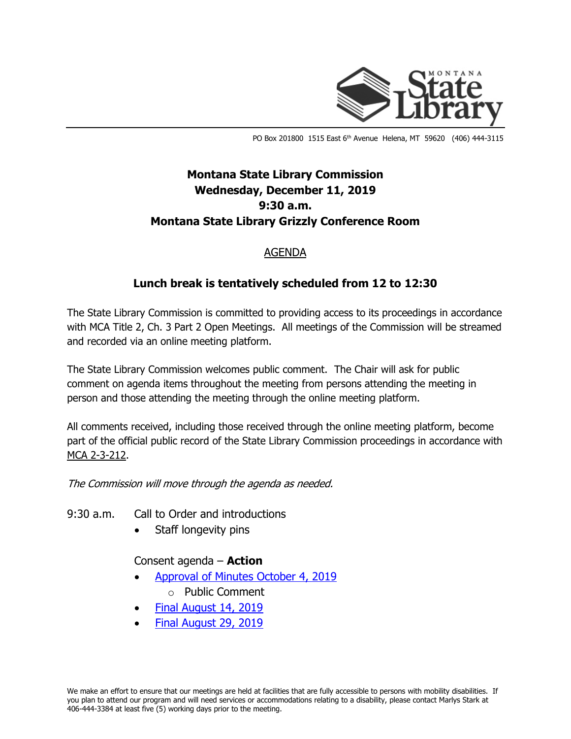PO Box 201800 1515 East 6th Avenue Helena, MT 59620 (406) 444-3115

# Montana State Library Commission
## Wednesday, December 11, 2019
## 9:30 a.m.
## Montana State Library Grizzly Conference Room

AGENDA

### Lunch break is tentatively scheduled from 12 to 12:30

The State Library Commission is committed to providing access to its proceedings in accordance with MCA Title 2, Ch. 3 Part 2 Open Meetings. All meetings of the Commission will be streamed and recorded via an online meeting platform.

The State Library Commission welcomes public comment. The Chair will ask for public comment on agenda items throughout the meeting from persons attending the meeting in person and those attending the meeting through the online meeting platform.

All comments received, including those received through the online meeting platform, become part of the official public record of the State Library Commission proceedings in accordance with MCA 2-3-212.

*The Commission will move through the agenda as needed.*

9:30 a.m. Call to Order and introductions

- Staff longevity pins

Consent agenda – **Action**

- Approval of Minutes October 4, 2019
  - Public Comment
- Final August 14, 2019
- Final August 29, 2019

We make an effort to ensure that our meetings are held at facilities that are fully accessible to persons with mobility disabilities. If you plan to attend our program and will need services or accommodations relating to a disability, please contact Marlys Stark at 406-444-3384 at least five (5) working days prior to the meeting.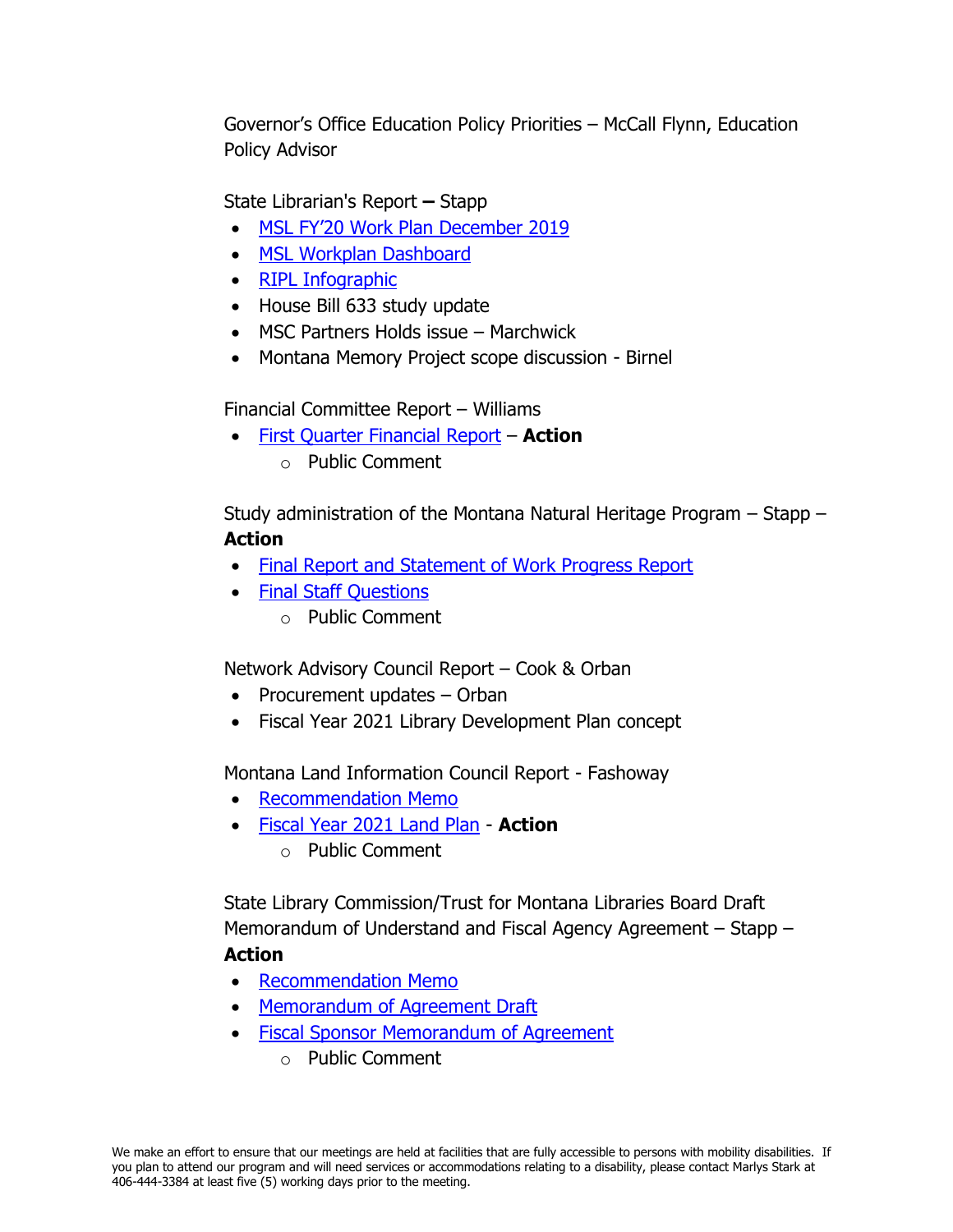Governor's Office Education Policy Priorities – McCall Flynn, Education Policy Advisor

State Librarian's Report **–** Stapp

- MSL FY'20 Work Plan December 2019
- MSL Workplan Dashboard
- RIPL Infographic
- House Bill 633 study update
- MSC Partners Holds issue – Marchwick
- Montana Memory Project scope discussion - Birnel

Financial Committee Report – Williams

- First Quarter Financial Report – **Action**
  - Public Comment

Study administration of the Montana Natural Heritage Program – Stapp – **Action**

- Final Report and Statement of Work Progress Report
- Final Staff Questions
  - Public Comment

Network Advisory Council Report – Cook & Orban

- Procurement updates – Orban
- Fiscal Year 2021 Library Development Plan concept

Montana Land Information Council Report - Fashoway

- Recommendation Memo
- Fiscal Year 2021 Land Plan - **Action**
  - Public Comment

State Library Commission/Trust for Montana Libraries Board Draft Memorandum of Understand and Fiscal Agency Agreement – Stapp – **Action**

- Recommendation Memo
- Memorandum of Agreement Draft
- Fiscal Sponsor Memorandum of Agreement
  - Public Comment

We make an effort to ensure that our meetings are held at facilities that are fully accessible to persons with mobility disabilities. If you plan to attend our program and will need services or accommodations relating to a disability, please contact Marlys Stark at 406-444-3384 at least five (5) working days prior to the meeting.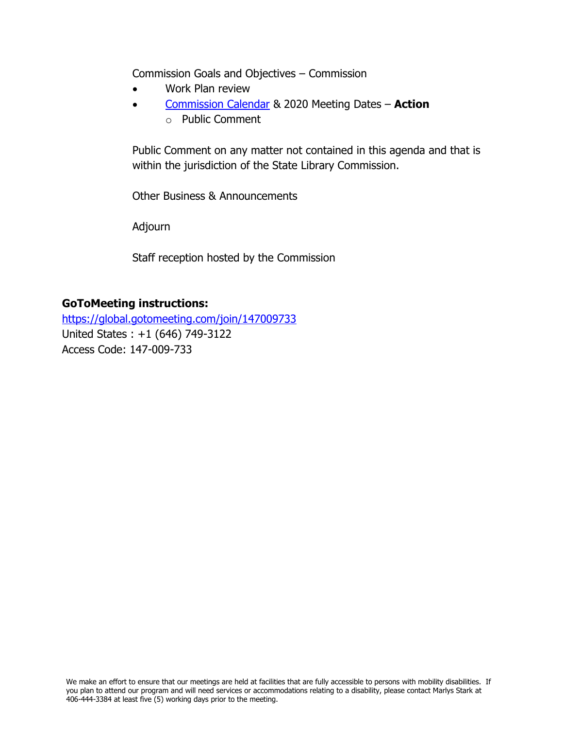Commission Goals and Objectives – Commission

- Work Plan review
- Commission Calendar & 2020 Meeting Dates – **Action**
  - Public Comment

Public Comment on any matter not contained in this agenda and that is within the jurisdiction of the State Library Commission.

Other Business & Announcements

Adjourn

Staff reception hosted by the Commission

**GoToMeeting instructions:**
https://global.gotomeeting.com/join/147009733
United States : +1 (646) 749-3122
Access Code: 147-009-733

We make an effort to ensure that our meetings are held at facilities that are fully accessible to persons with mobility disabilities. If you plan to attend our program and will need services or accommodations relating to a disability, please contact Marlys Stark at 406-444-3384 at least five (5) working days prior to the meeting.